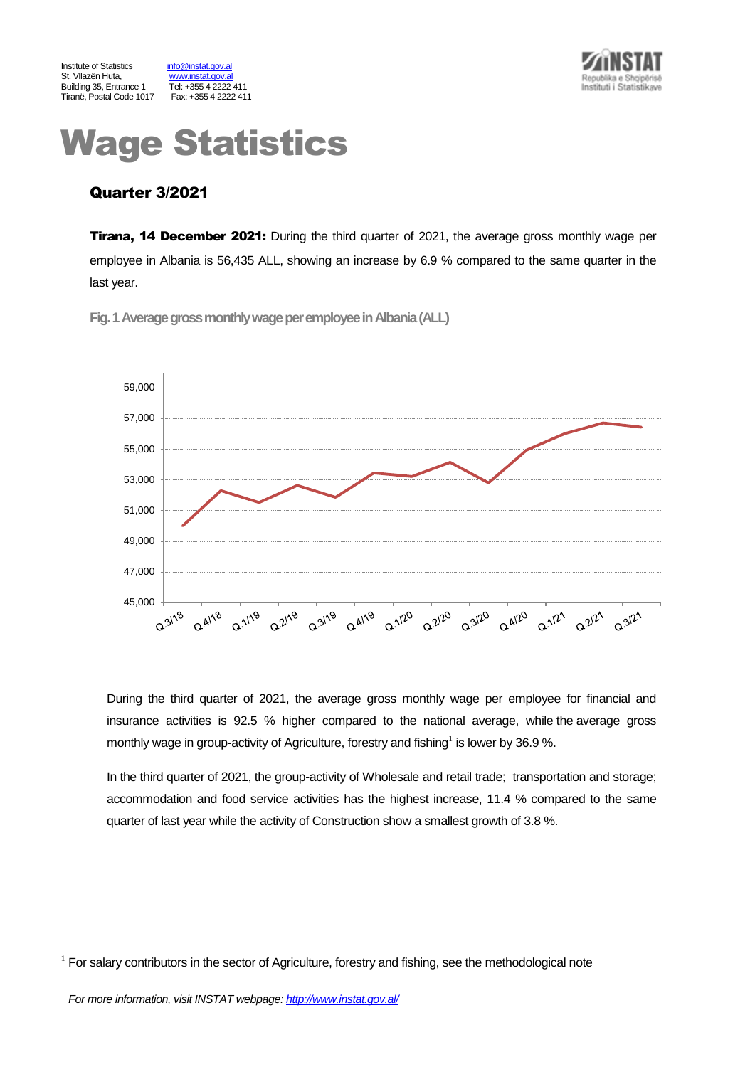Institute of Statistics
St. Vllazën Huta,
Building 35, Entrance 1
Tiranë, Postal Code 1017

info@instat.gov.al
www.instat.gov.al
Tel: +355 4 2222 411
Fax: +355 4 2222 411

# Wage Statistics

## Quarter 3/2021

**Tirana, 14 December 2021:** During the third quarter of 2021, the average gross monthly wage per employee in Albania is 56,435 ALL, showing an increase by 6.9 % compared to the same quarter in the last year.

**Fig. 1 Average gross monthly wage per employee in Albania (ALL)**

During the third quarter of 2021, the average gross monthly wage per employee for financial and insurance activities is 92.5 % higher compared to the national average, while the average gross monthly wage in group-activity of Agriculture, forestry and fishing[1] is lower by 36.9 %.

In the third quarter of 2021, the group-activity of Wholesale and retail trade; transportation and storage; accommodation and food service activities has the highest increase, 11.4 % compared to the same quarter of last year while the activity of Construction show a smallest growth of 3.8 %.

[1] For salary contributors in the sector of Agriculture, forestry and fishing, see the methodological note

*For more information, visit INSTAT webpage: http://www.instat.gov.al/*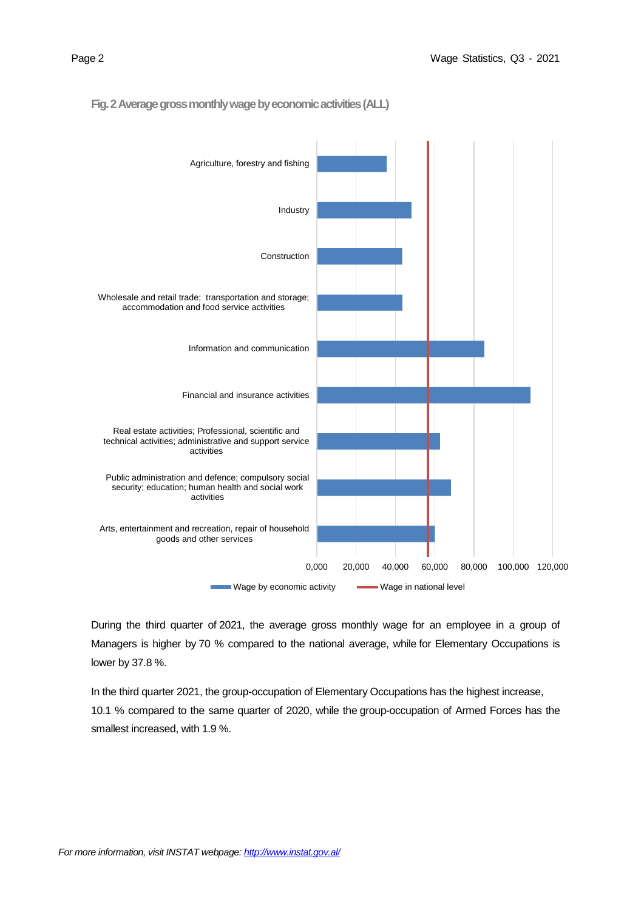**Fig. 2 Average gross monthly wage by economic activities (ALL)**

During the third quarter of 2021, the average gross monthly wage for an employee in a group of Managers is higher by 70 % compared to the national average, while for Elementary Occupations is lower by 37.8 %.

In the third quarter 2021, the group-occupation of Elementary Occupations has the highest increase, 10.1 % compared to the same quarter of 2020, while the group-occupation of Armed Forces has the smallest increased, with 1.9 %.

*For more information, visit INSTAT webpage: [http://www.instat.gov.al/](http://www.instat.gov.al/)*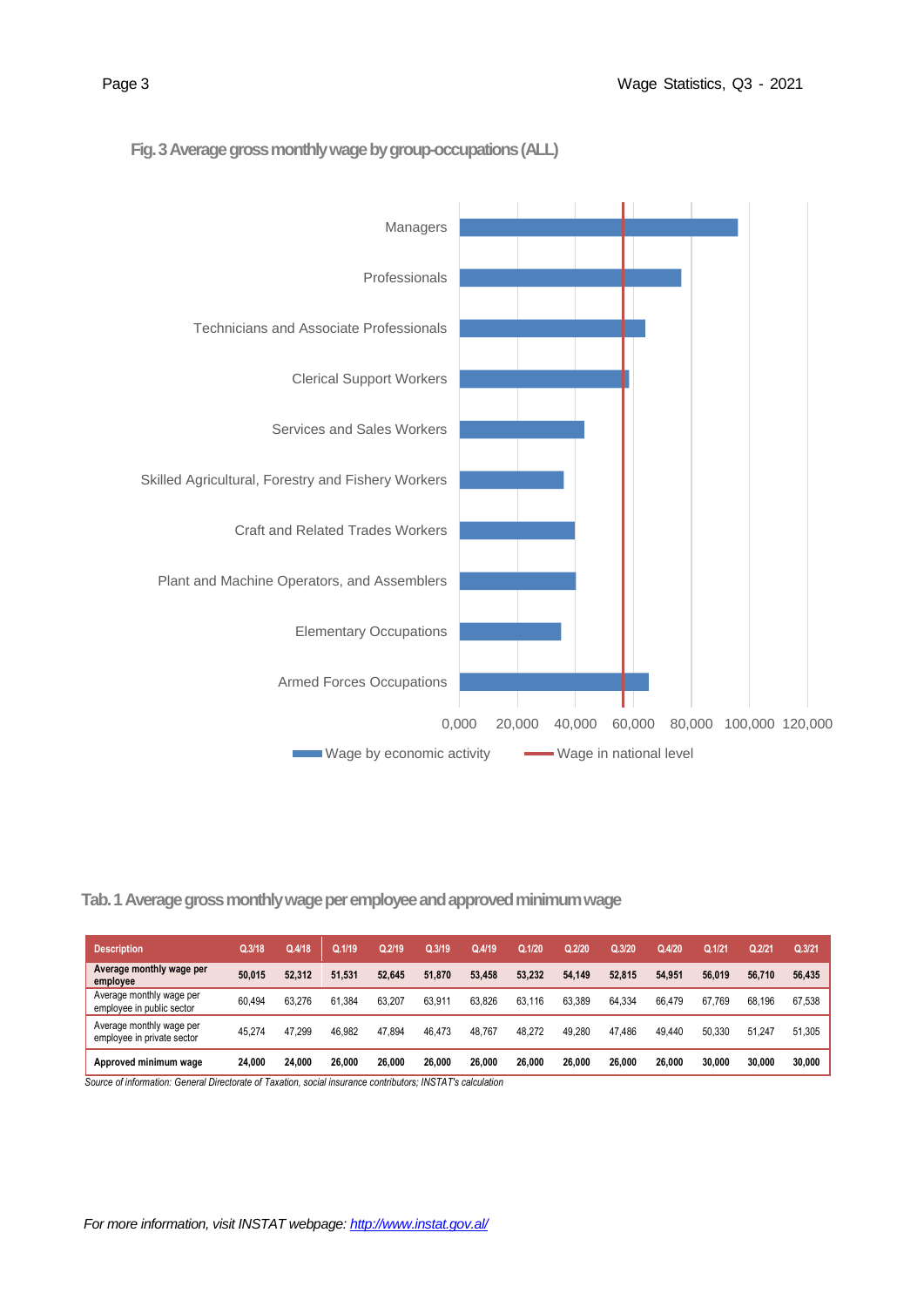**Fig. 3 Average gross monthly wage by group-occupations (ALL)**

Managers

Professionals

Technicians and Associate Professionals

Clerical Support Workers

Services and Sales Workers

Skilled Agricultural, Forestry and Fishery Workers

Craft and Related Trades Workers

Plant and Machine Operators, and Assemblers

Elementary Occupations

Armed Forces Occupations

0,000 20,000 40,000 60,000 80,000 100,000 120,000

Wage by economic activity — Wage in national level

**Tab. 1 Average gross monthly wage per employee and approved minimum wage**

| Description | Q.3/18 | Q.4/18 | Q.1/19 | Q.2/19 | Q.3/19 | Q.4/19 | Q.1/20 | Q.2/20 | Q.3/20 | Q.4/20 | Q.1/21 | Q.2/21 | Q.3/21 |
|---|---|---|---|---|---|---|---|---|---|---|---|---|---|
| **Average monthly wage per employee** | **50,015** | **52,312** | **51,531** | **52,645** | **51,870** | **53,458** | **53,232** | **54,149** | **52,815** | **54,951** | **56,019** | **56,710** | **56,435** |
| Average monthly wage per employee in public sector | 60,494 | 63,276 | 61,384 | 63,207 | 63,911 | 63,826 | 63,116 | 63,389 | 64,334 | 66,479 | 67,769 | 68,196 | 67,538 |
| Average monthly wage per employee in private sector | 45,274 | 47,299 | 46,982 | 47,894 | 46,473 | 48,767 | 48,272 | 49,280 | 47,486 | 49,440 | 50,330 | 51,247 | 51,305 |
| **Approved minimum wage** | **24,000** | **24,000** | **26,000** | **26,000** | **26,000** | **26,000** | **26,000** | **26,000** | **26,000** | **26,000** | **30,000** | **30,000** | **30,000** |

*Source of information: General Directorate of Taxation, social insurance contributors; INSTAT's calculation*

*For more information, visit INSTAT webpage: http://www.instat.gov.al/*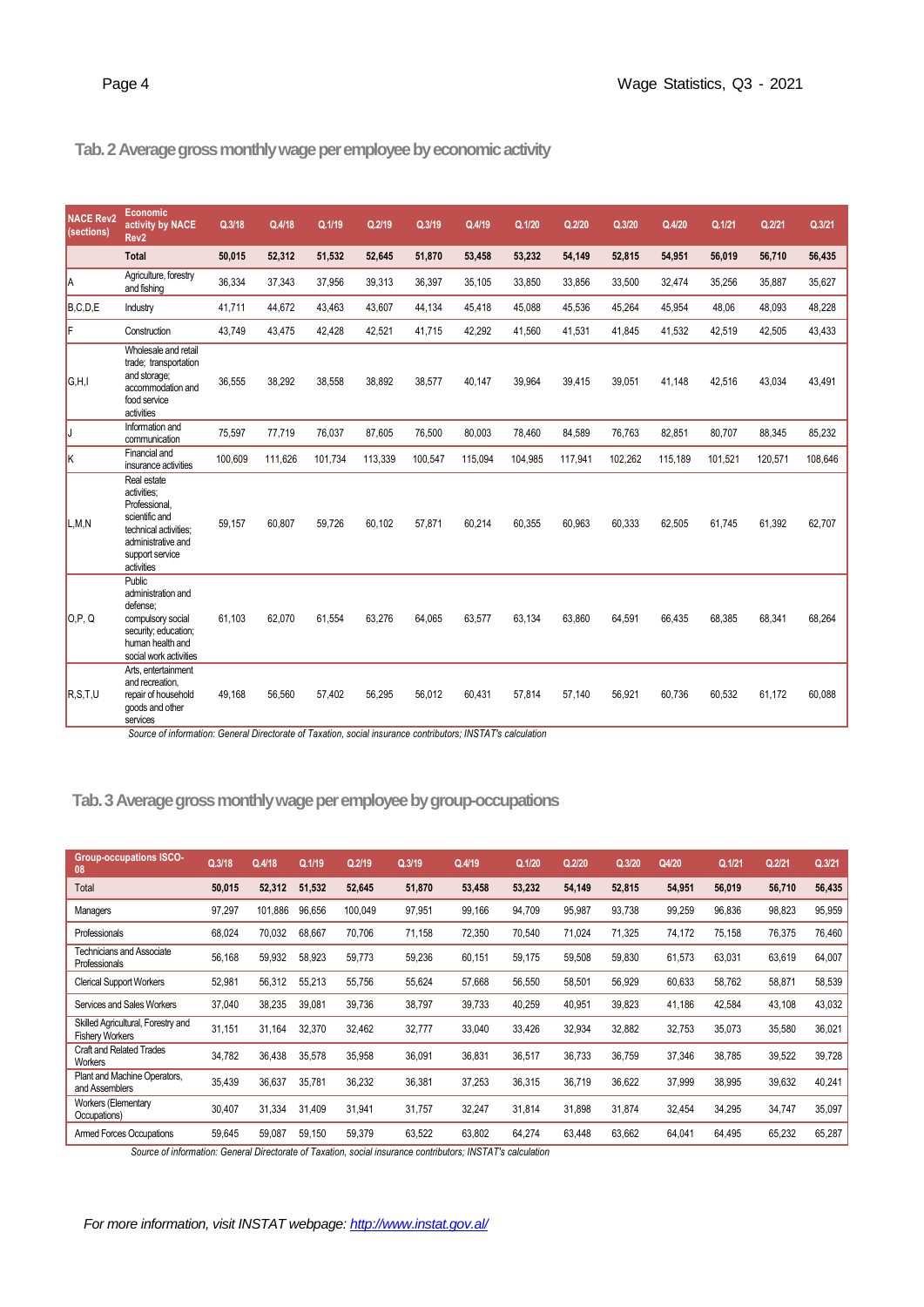## Tab. 2 Average gross monthly wage per employee by economic activity

| NACE Rev2 (sections) | Economic activity by NACE Rev2 | Q.3/18 | Q.4/18 | Q.1/19 | Q.2/19 | Q.3/19 | Q.4/19 | Q.1/20 | Q.2/20 | Q.3/20 | Q.4/20 | Q.1/21 | Q.2/21 | Q.3/21 |
|---|---|---|---|---|---|---|---|---|---|---|---|---|---|---|
| | **Total** | **50,015** | **52,312** | **51,532** | **52,645** | **51,870** | **53,458** | **53,232** | **54,149** | **52,815** | **54,951** | **56,019** | **56,710** | **56,435** |
| A | Agriculture, forestry and fishing | 36,334 | 37,343 | 37,956 | 39,313 | 36,397 | 35,105 | 33,850 | 33,856 | 33,500 | 32,474 | 35,256 | 35,887 | 35,627 |
| B,C,D,E | Industry | 41,711 | 44,672 | 43,463 | 43,607 | 44,134 | 45,418 | 45,088 | 45,536 | 45,264 | 45,954 | 48,06 | 48,093 | 48,228 |
| F | Construction | 43,749 | 43,475 | 42,428 | 42,521 | 41,715 | 42,292 | 41,560 | 41,531 | 41,845 | 41,532 | 42,519 | 42,505 | 43,433 |
| G,H,I | Wholesale and retail trade; transportation and storage; accommodation and food service activities | 36,555 | 38,292 | 38,558 | 38,892 | 38,577 | 40,147 | 39,964 | 39,415 | 39,051 | 41,148 | 42,516 | 43,034 | 43,491 |
| J | Information and communication | 75,597 | 77,719 | 76,037 | 87,605 | 76,500 | 80,003 | 78,460 | 84,589 | 76,763 | 82,851 | 80,707 | 88,345 | 85,232 |
| K | Financial and insurance activities | 100,609 | 111,626 | 101,734 | 113,339 | 100,547 | 115,094 | 104,985 | 117,941 | 102,262 | 115,189 | 101,521 | 120,571 | 108,646 |
| L,M,N | Real estate activities; Professional, scientific and technical activities; administrative and support service activities | 59,157 | 60,807 | 59,726 | 60,102 | 57,871 | 60,214 | 60,355 | 60,963 | 60,333 | 62,505 | 61,745 | 61,392 | 62,707 |
| O,P, Q | Public administration and defense; compulsory social security; education; human health and social work activities | 61,103 | 62,070 | 61,554 | 63,276 | 64,065 | 63,577 | 63,134 | 63,860 | 64,591 | 66,435 | 68,385 | 68,341 | 68,264 |
| R,S,T,U | Arts, entertainment and recreation, repair of household goods and other services | 49,168 | 56,560 | 57,402 | 56,295 | 56,012 | 60,431 | 57,814 | 57,140 | 56,921 | 60,736 | 60,532 | 61,172 | 60,088 |

*Source of information: General Directorate of Taxation, social insurance contributors; INSTAT's calculation*

## Tab. 3 Average gross monthly wage per employee by group-occupations

| Group-occupations ISCO-08 | Q.3/18 | Q.4/18 | Q.1/19 | Q.2/19 | Q.3/19 | Q.4/19 | Q.1/20 | Q.2/20 | Q.3/20 | Q4/20 | Q.1/21 | Q.2/21 | Q.3/21 |
|---|---|---|---|---|---|---|---|---|---|---|---|---|---|
| Total | **50,015** | **52,312** | **51,532** | **52,645** | **51,870** | **53,458** | **53,232** | **54,149** | **52,815** | **54,951** | **56,019** | **56,710** | **56,435** |
| Managers | 97,297 | 101,886 | 96,656 | 100,049 | 97,951 | 99,166 | 94,709 | 95,987 | 93,738 | 99,259 | 96,836 | 98,823 | 95,959 |
| Professionals | 68,024 | 70,032 | 68,667 | 70,706 | 71,158 | 72,350 | 70,540 | 71,024 | 71,325 | 74,172 | 75,158 | 76,375 | 76,460 |
| Technicians and Associate Professionals | 56,168 | 59,932 | 58,923 | 59,773 | 59,236 | 60,151 | 59,175 | 59,508 | 59,830 | 61,573 | 63,031 | 63,619 | 64,007 |
| Clerical Support Workers | 52,981 | 56,312 | 55,213 | 55,756 | 55,624 | 57,668 | 56,550 | 58,501 | 56,929 | 60,633 | 58,762 | 58,871 | 58,539 |
| Services and Sales Workers | 37,040 | 38,235 | 39,081 | 39,736 | 38,797 | 39,733 | 40,259 | 40,951 | 39,823 | 41,186 | 42,584 | 43,108 | 43,032 |
| Skilled Agricultural, Forestry and Fishery Workers | 31,151 | 31,164 | 32,370 | 32,462 | 32,777 | 33,040 | 33,426 | 32,934 | 32,882 | 32,753 | 35,073 | 35,580 | 36,021 |
| Craft and Related Trades Workers | 34,782 | 36,438 | 35,578 | 35,958 | 36,091 | 36,831 | 36,517 | 36,733 | 36,759 | 37,346 | 38,785 | 39,522 | 39,728 |
| Plant and Machine Operators, and Assemblers | 35,439 | 36,637 | 35,781 | 36,232 | 36,381 | 37,253 | 36,315 | 36,719 | 36,622 | 37,999 | 38,995 | 39,632 | 40,241 |
| Workers (Elementary Occupations) | 30,407 | 31,334 | 31,409 | 31,941 | 31,757 | 32,247 | 31,814 | 31,898 | 31,874 | 32,454 | 34,295 | 34,747 | 35,097 |
| Armed Forces Occupations | 59,645 | 59,087 | 59,150 | 59,379 | 63,522 | 63,802 | 64,274 | 63,448 | 63,662 | 64,041 | 64,495 | 65,232 | 65,287 |

*Source of information: General Directorate of Taxation, social insurance contributors; INSTAT's calculation*

*For more information, visit INSTAT webpage: [http://www.instat.gov.al/](http://www.instat.gov.al/)*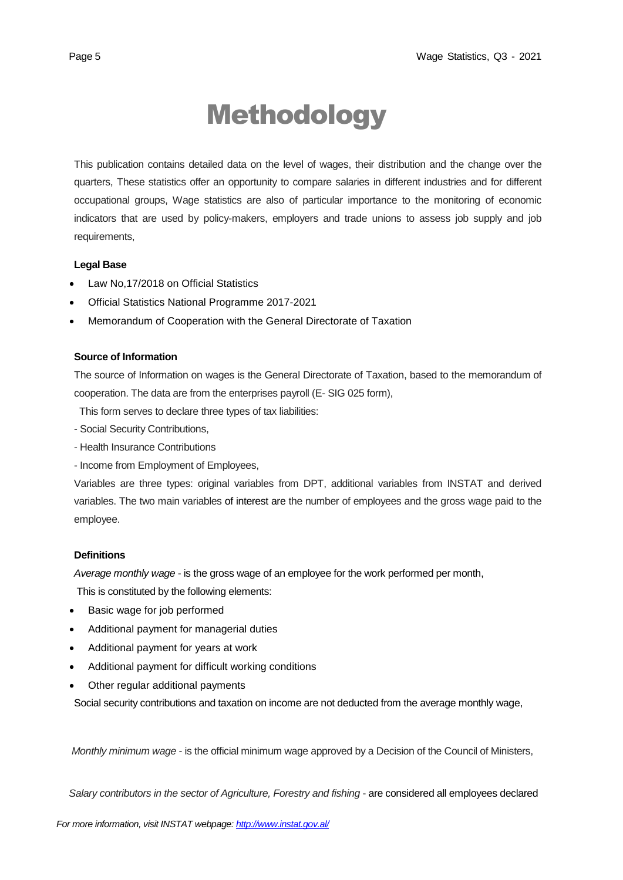# Methodology

This publication contains detailed data on the level of wages, their distribution and the change over the quarters, These statistics offer an opportunity to compare salaries in different industries and for different occupational groups, Wage statistics are also of particular importance to the monitoring of economic indicators that are used by policy-makers, employers and trade unions to assess job supply and job requirements,

**Legal Base**

- Law No,17/2018 on Official Statistics
- Official Statistics National Programme 2017-2021
- Memorandum of Cooperation with the General Directorate of Taxation

**Source of Information**

The source of Information on wages is the General Directorate of Taxation, based to the memorandum of cooperation. The data are from the enterprises payroll (E- SIG 025 form),

This form serves to declare three types of tax liabilities:

- Social Security Contributions,
- Health Insurance Contributions
- Income from Employment of Employees,

Variables are three types: original variables from DPT, additional variables from INSTAT and derived variables. The two main variables of interest are the number of employees and the gross wage paid to the employee.

**Definitions**

*Average monthly wage* - is the gross wage of an employee for the work performed per month,

This is constituted by the following elements:

- Basic wage for job performed
- Additional payment for managerial duties
- Additional payment for years at work
- Additional payment for difficult working conditions
- Other regular additional payments

Social security contributions and taxation on income are not deducted from the average monthly wage,

*Monthly minimum wage* - is the official minimum wage approved by a Decision of the Council of Ministers,

*Salary contributors in the sector of Agriculture, Forestry and fishing* - are considered all employees declared

*For more information, visit INSTAT webpage: http://www.instat.gov.al/*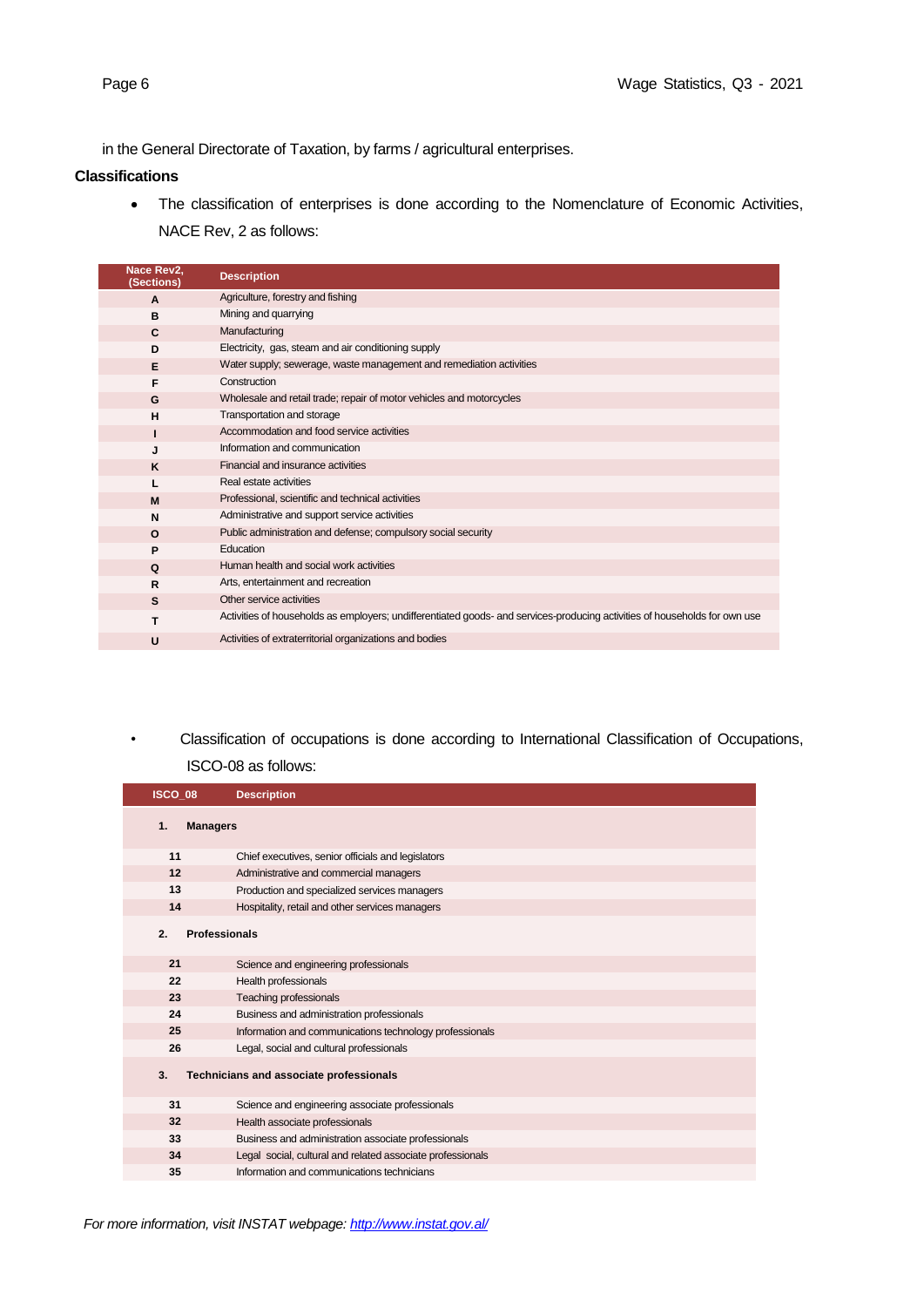in the General Directorate of Taxation, by farms / agricultural enterprises.

**Classifications**

- The classification of enterprises is done according to the Nomenclature of Economic Activities, NACE Rev, 2 as follows:

| Nace Rev2, (Sections) | Description |
|---|---|
| A | Agriculture, forestry and fishing |
| B | Mining and quarrying |
| C | Manufacturing |
| D | Electricity, gas, steam and air conditioning supply |
| E | Water supply; sewerage, waste management and remediation activities |
| F | Construction |
| G | Wholesale and retail trade; repair of motor vehicles and motorcycles |
| H | Transportation and storage |
| I | Accommodation and food service activities |
| J | Information and communication |
| K | Financial and insurance activities |
| L | Real estate activities |
| M | Professional, scientific and technical activities |
| N | Administrative and support service activities |
| O | Public administration and defense; compulsory social security |
| P | Education |
| Q | Human health and social work activities |
| R | Arts, entertainment and recreation |
| S | Other service activities |
| T | Activities of households as employers; undifferentiated goods- and services-producing activities of households for own use |
| U | Activities of extraterritorial organizations and bodies |

- Classification of occupations is done according to International Classification of Occupations, ISCO-08 as follows:

| ISCO_08 | Description |
|---|---|
| **1.** | **Managers** |
| 11 | Chief executives, senior officials and legislators |
| 12 | Administrative and commercial managers |
| 13 | Production and specialized services managers |
| 14 | Hospitality, retail and other services managers |
| **2.** | **Professionals** |
| 21 | Science and engineering professionals |
| 22 | Health professionals |
| 23 | Teaching professionals |
| 24 | Business and administration professionals |
| 25 | Information and communications technology professionals |
| 26 | Legal, social and cultural professionals |
| **3.** | **Technicians and associate professionals** |
| 31 | Science and engineering associate professionals |
| 32 | Health associate professionals |
| 33 | Business and administration associate professionals |
| 34 | Legal social, cultural and related associate professionals |
| 35 | Information and communications technicians |

*For more information, visit INSTAT webpage: http://www.instat.gov.al/*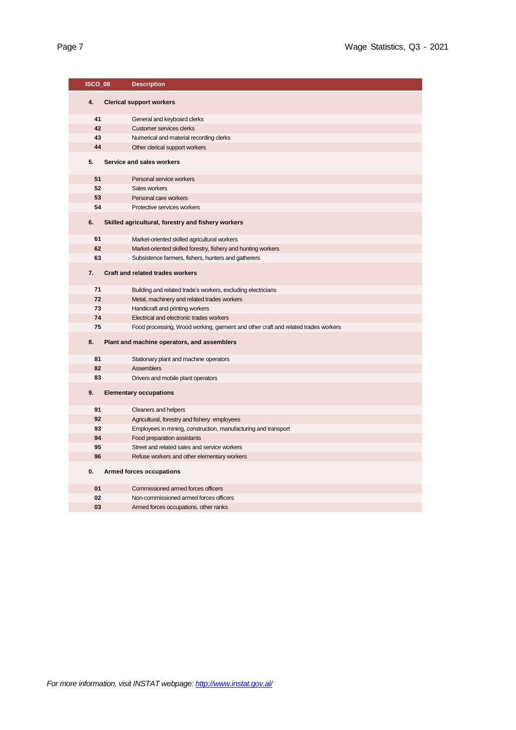| ISCO_08 | Description |
|---|---|
| **4.** | **Clerical support workers** |
| 41 | General and keyboard clerks |
| 42 | Customer services clerks |
| 43 | Numerical and material recording clerks |
| 44 | Other clerical support workers |
| **5.** | **Service and sales workers** |
| 51 | Personal service workers |
| 52 | Sales workers |
| 53 | Personal care workers |
| 54 | Protective services workers |
| **6.** | **Skilled agricultural, forestry and fishery workers** |
| 61 | Market-oriented skilled agricultural workers |
| 62 | Market-oriented skilled forestry, fishery and hunting workers |
| 63 | Subsistence farmers, fishers, hunters and gatherers |
| **7.** | **Craft and related trades workers** |
| 71 | Building and related trade's workers, excluding electricians |
| 72 | Metal, machinery and related trades workers |
| 73 | Handicraft and printing workers |
| 74 | Electrical and electronic trades workers |
| 75 | Food processing, Wood working, garment and other craft and related trades workers |
| **8.** | **Plant and machine operators, and assemblers** |
| 81 | Stationary plant and machine operators |
| 82 | Assemblers |
| 83 | Drivers and mobile plant operators |
| **9.** | **Elementary occupations** |
| 91 | Cleaners and helpers |
| 92 | Agricultural, forestry and fishery employees |
| 93 | Employees in mining, construction, manufacturing and transport |
| 94 | Food preparation assistants |
| 95 | Street and related sales and service workers |
| 96 | Refuse workers and other elementary workers |
| **0.** | **Armed forces occupations** |
| 01 | Commissioned armed forces officers |
| 02 | Non-commissioned armed forces officers |
| 03 | Armed forces occupations, other ranks |

*For more information, visit INSTAT webpage: http://www.instat.gov.al/*